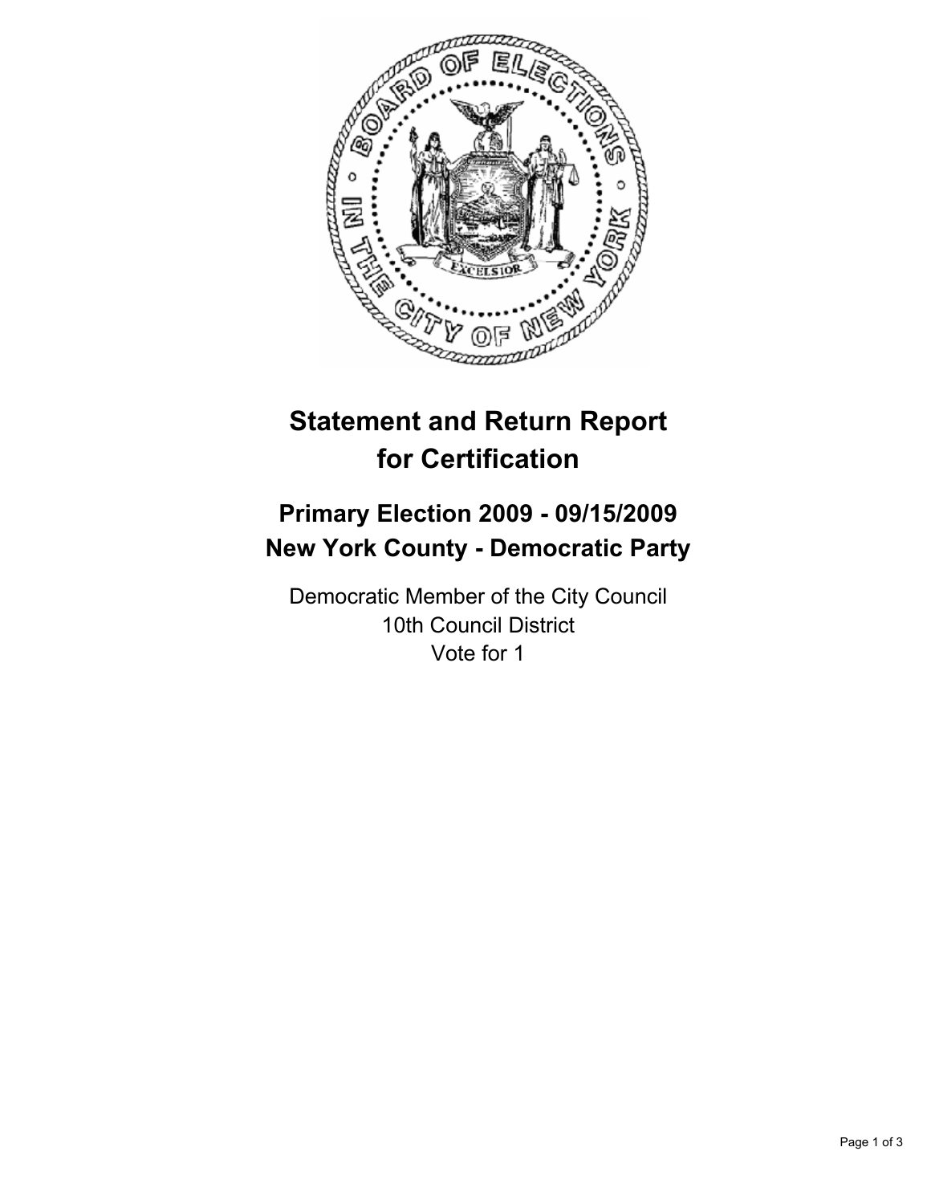# Statement and Return Report for Certification

## Primary Election 2009 - 09/15/2009
## New York County - Democratic Party

Democratic Member of the City Council
10th Council District
Vote for 1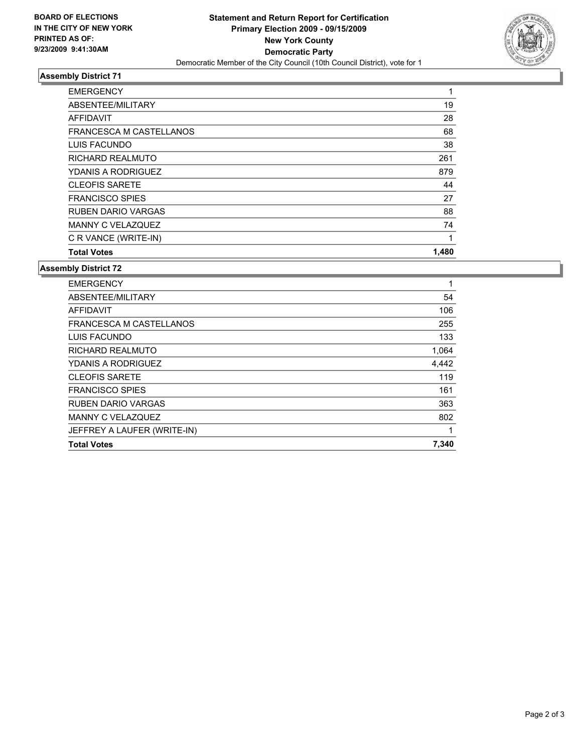**BOARD OF ELECTIONS IN THE CITY OF NEW YORK PRINTED AS OF: 9/23/2009 9:41:30AM**

# Statement and Return Report for Certification
## Primary Election 2009 - 09/15/2009
## New York County
## Democratic Party

Democratic Member of the City Council (10th Council District), vote for 1

### Assembly District 71

| | |
|---|---|
| EMERGENCY | 1 |
| ABSENTEE/MILITARY | 19 |
| AFFIDAVIT | 28 |
| FRANCESCA M CASTELLANOS | 68 |
| LUIS FACUNDO | 38 |
| RICHARD REALMUTO | 261 |
| YDANIS A RODRIGUEZ | 879 |
| CLEOFIS SARETE | 44 |
| FRANCISCO SPIES | 27 |
| RUBEN DARIO VARGAS | 88 |
| MANNY C VELAZQUEZ | 74 |
| C R VANCE (WRITE-IN) | 1 |
| **Total Votes** | **1,480** |

### Assembly District 72

| | |
|---|---|
| EMERGENCY | 1 |
| ABSENTEE/MILITARY | 54 |
| AFFIDAVIT | 106 |
| FRANCESCA M CASTELLANOS | 255 |
| LUIS FACUNDO | 133 |
| RICHARD REALMUTO | 1,064 |
| YDANIS A RODRIGUEZ | 4,442 |
| CLEOFIS SARETE | 119 |
| FRANCISCO SPIES | 161 |
| RUBEN DARIO VARGAS | 363 |
| MANNY C VELAZQUEZ | 802 |
| JEFFREY A LAUFER (WRITE-IN) | 1 |
| **Total Votes** | **7,340** |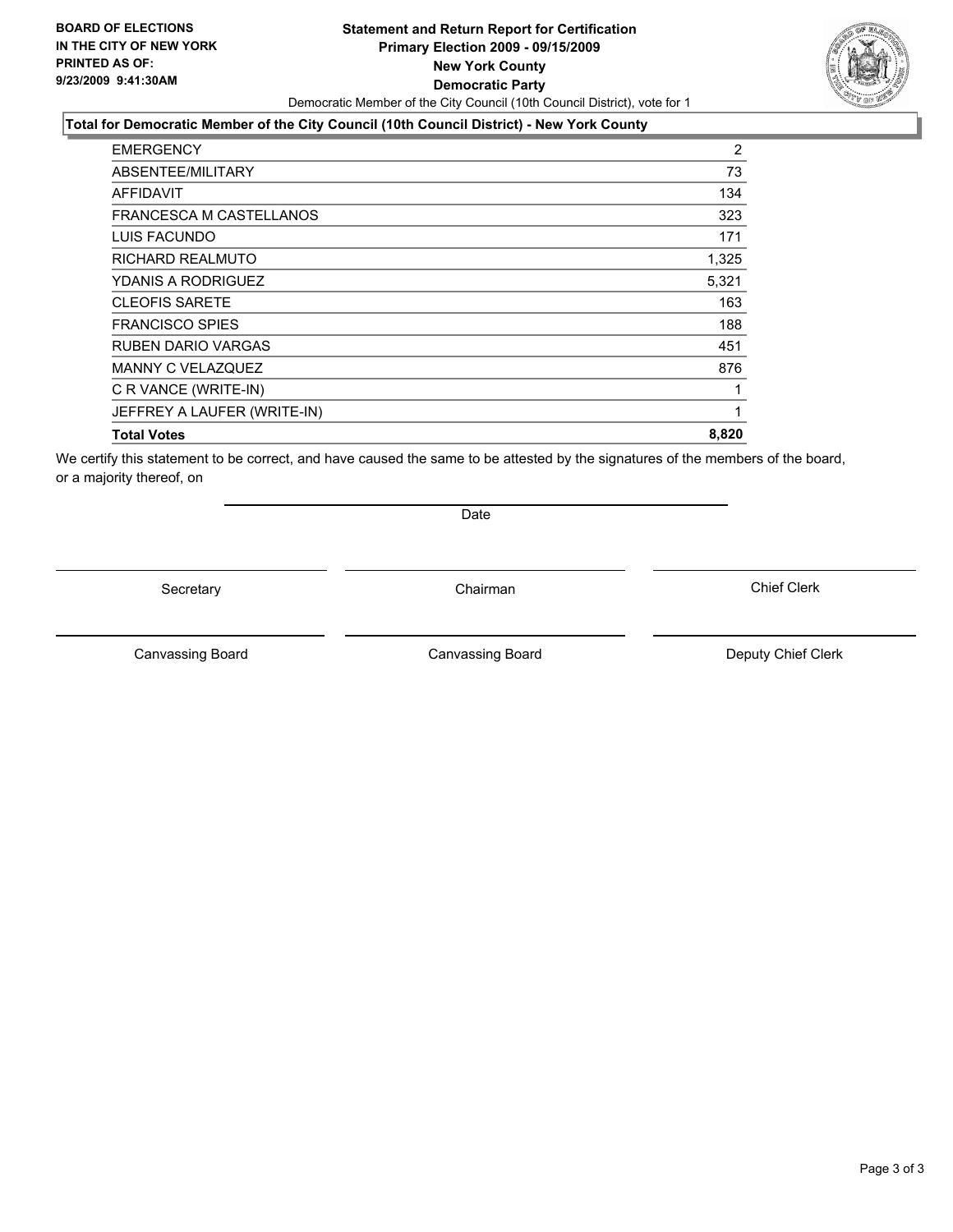**BOARD OF ELECTIONS**
**IN THE CITY OF NEW YORK**
**PRINTED AS OF:**
**9/23/2009 9:41:30AM**

# Statement and Return Report for Certification
## Primary Election 2009 - 09/15/2009
## New York County
## Democratic Party

Democratic Member of the City Council (10th Council District), vote for 1

### Total for Democratic Member of the City Council (10th Council District) - New York County

| | |
|---|---|
| EMERGENCY | 2 |
| ABSENTEE/MILITARY | 73 |
| AFFIDAVIT | 134 |
| FRANCESCA M CASTELLANOS | 323 |
| LUIS FACUNDO | 171 |
| RICHARD REALMUTO | 1,325 |
| YDANIS A RODRIGUEZ | 5,321 |
| CLEOFIS SARETE | 163 |
| FRANCISCO SPIES | 188 |
| RUBEN DARIO VARGAS | 451 |
| MANNY C VELAZQUEZ | 876 |
| C R VANCE (WRITE-IN) | 1 |
| JEFFREY A LAUFER (WRITE-IN) | 1 |
| **Total Votes** | **8,820** |

We certify this statement to be correct, and have caused the same to be attested by the signatures of the members of the board, or a majority thereof, on

Date

Secretary

Chairman

Chief Clerk

Canvassing Board

Canvassing Board

Deputy Chief Clerk